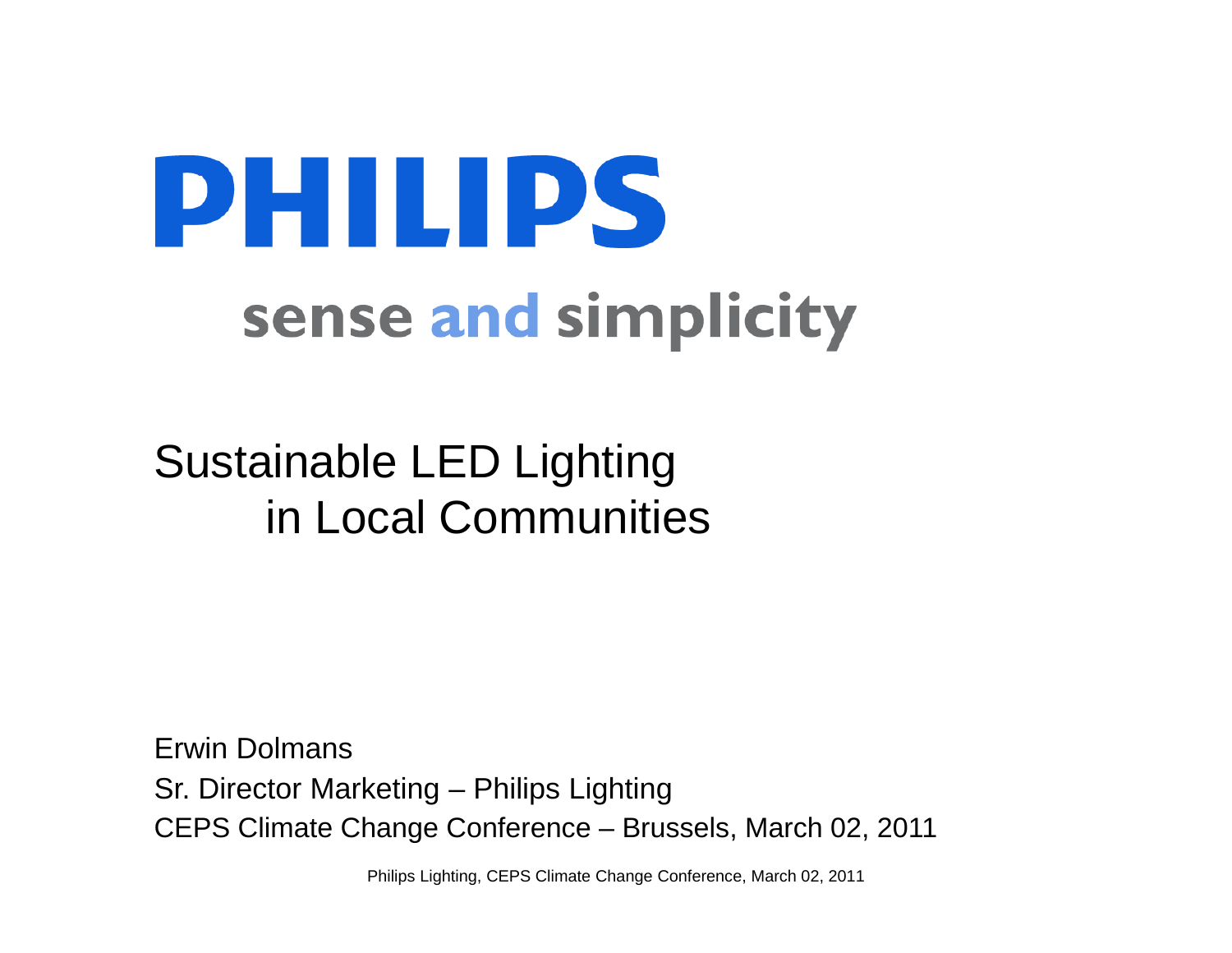PHILIPS

sense and simplicity

# Sustainable LED Lighting in Local Communities

Erwin Dolmans

Sr. Director Marketing – Philips Lighting

CEPS Climate Change Conference – Brussels, March 02, 2011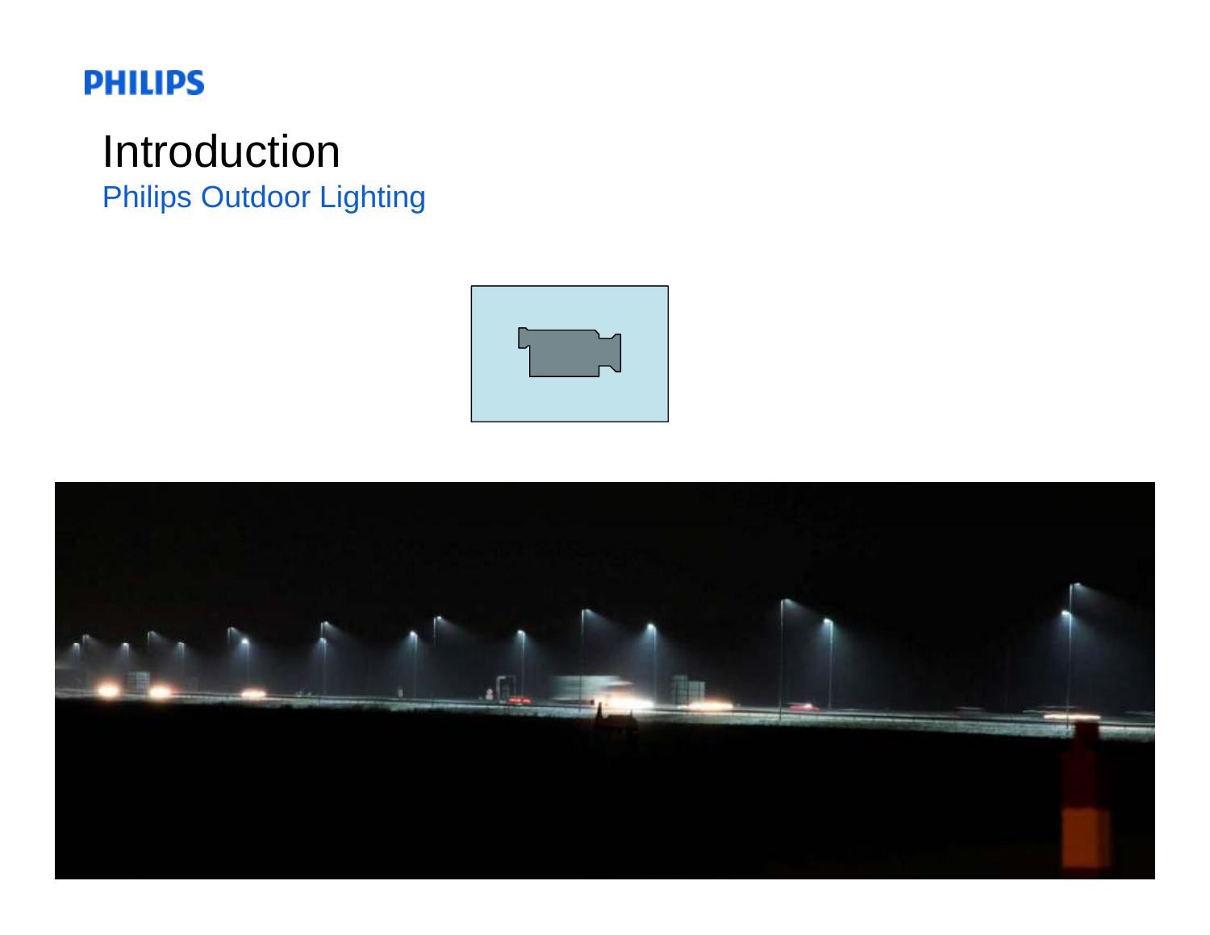# Introduction

## Philips Outdoor Lighting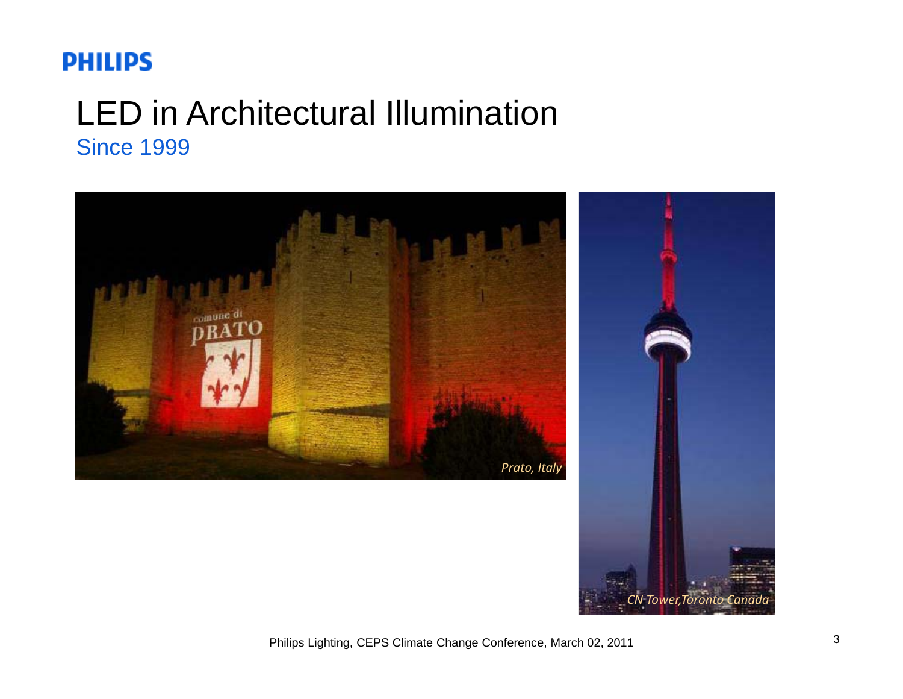# LED in Architectural Illumination

## Since 1999

*Prato, Italy*

*CN Tower,Toronto Canada*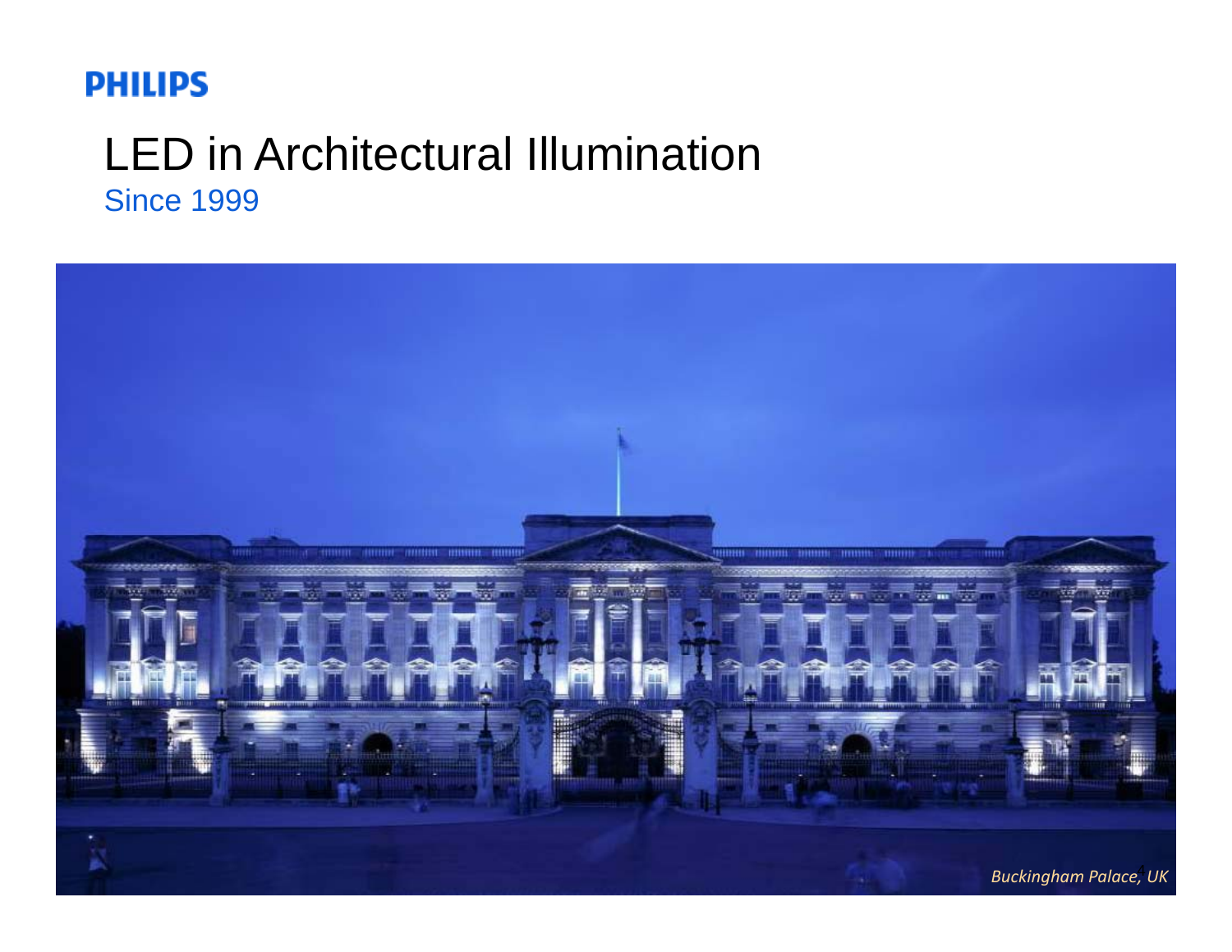PHILIPS

# LED in Architectural Illumination

## Since 1999

*Buckingham Palace, UK*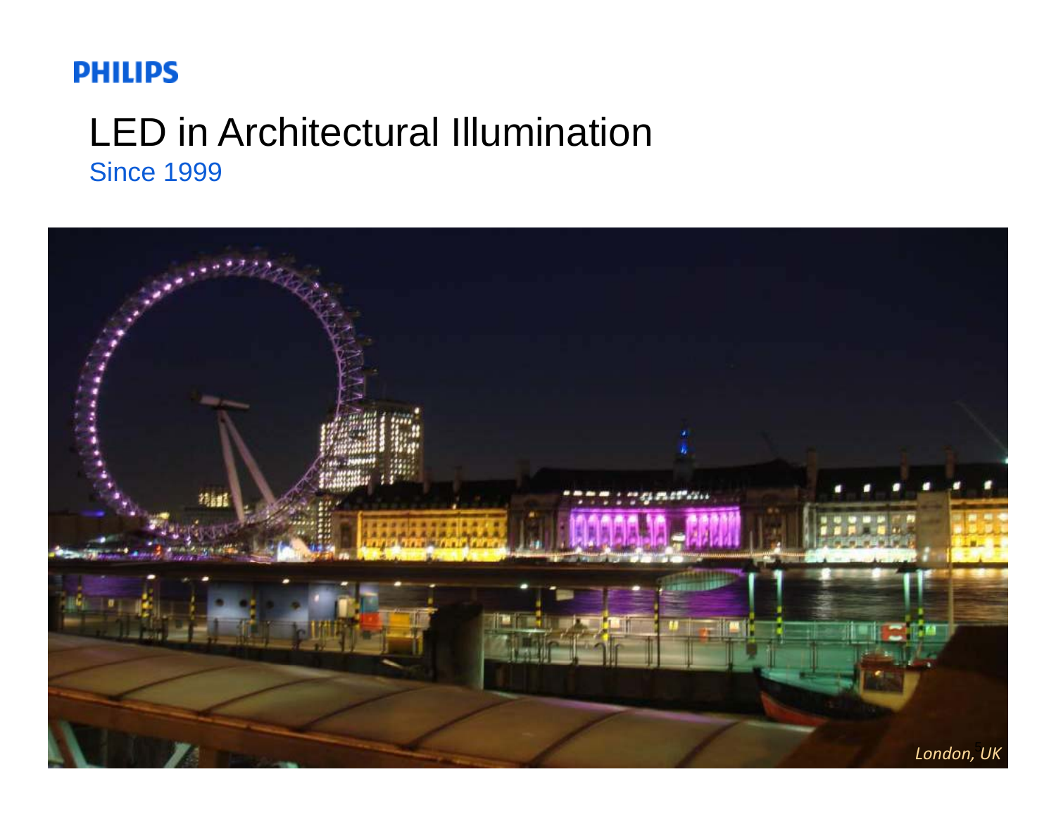PHILIPS

# LED in Architectural Illumination

Since 1999

*London, UK*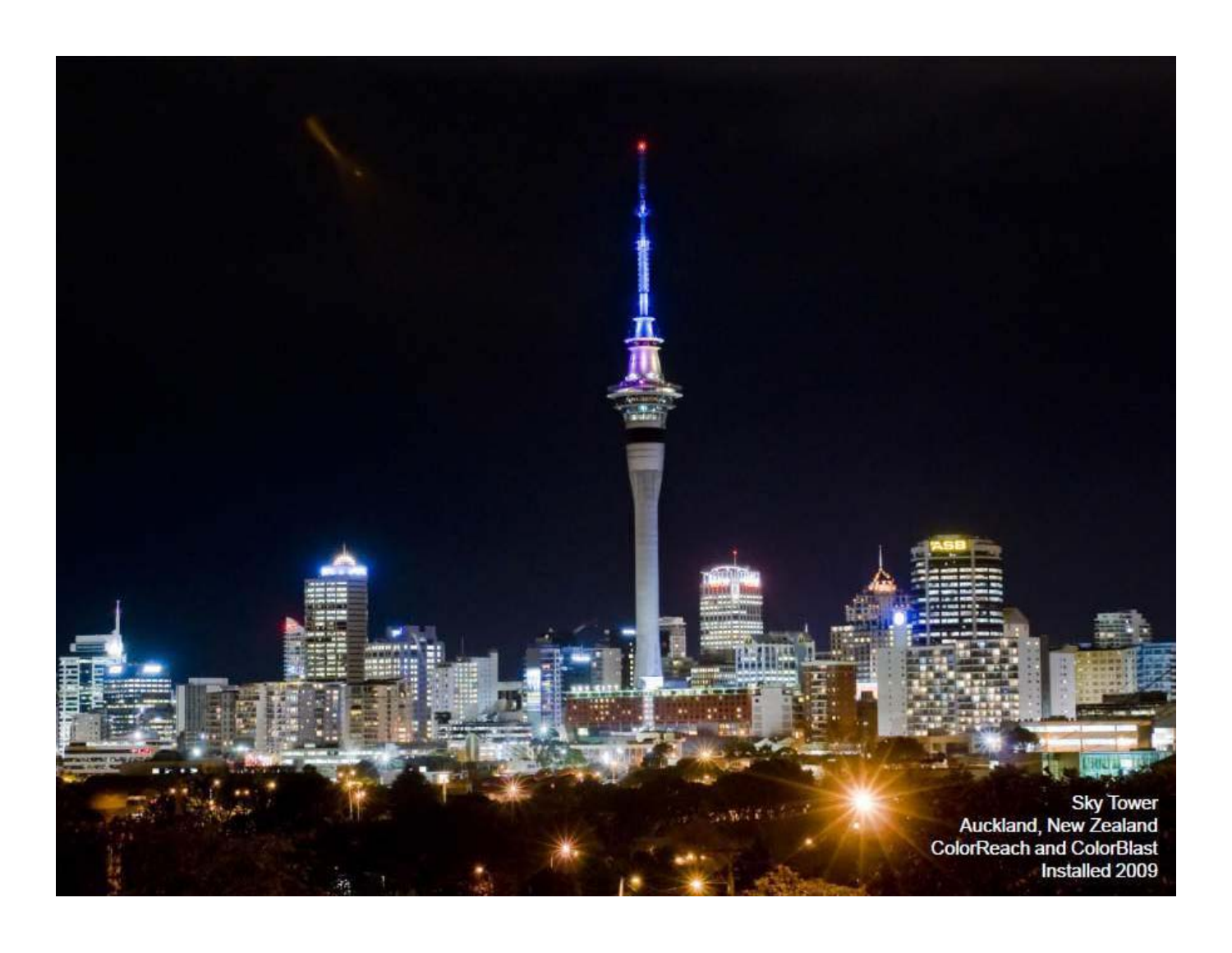Sky Tower
Auckland, New Zealand
ColorReach and ColorBlast
Installed 2009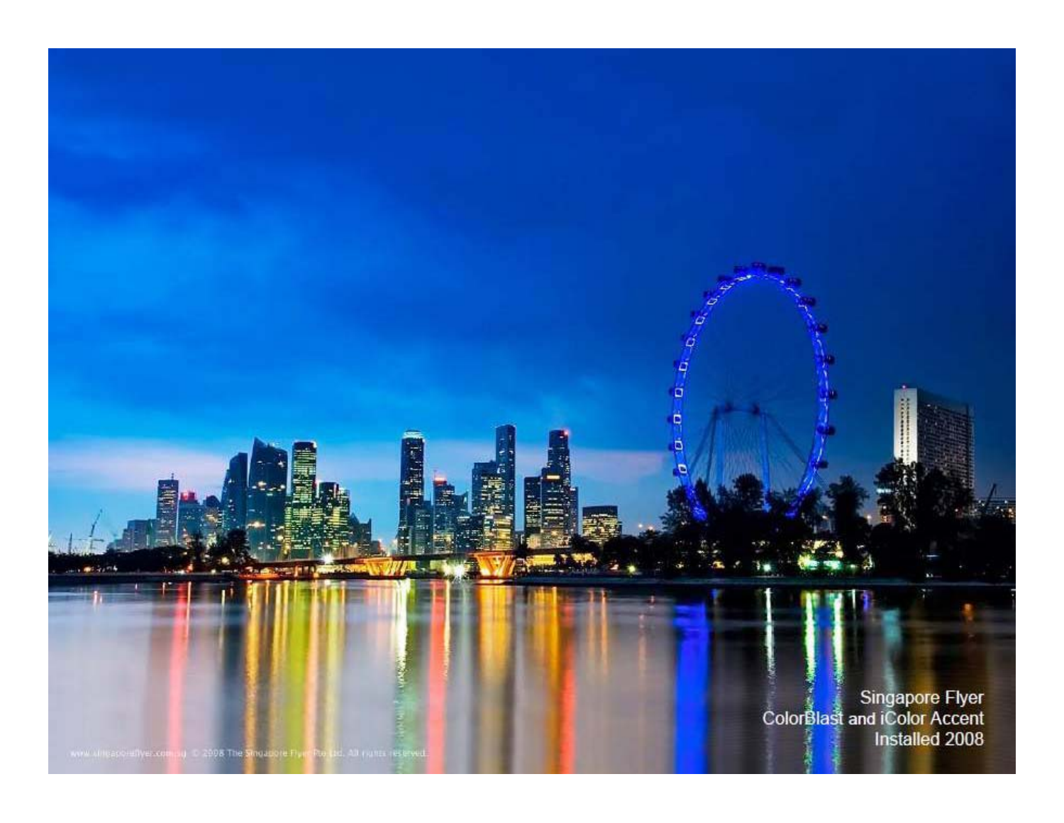Singapore Flyer
ColorBlast and iColor Accent
Installed 2008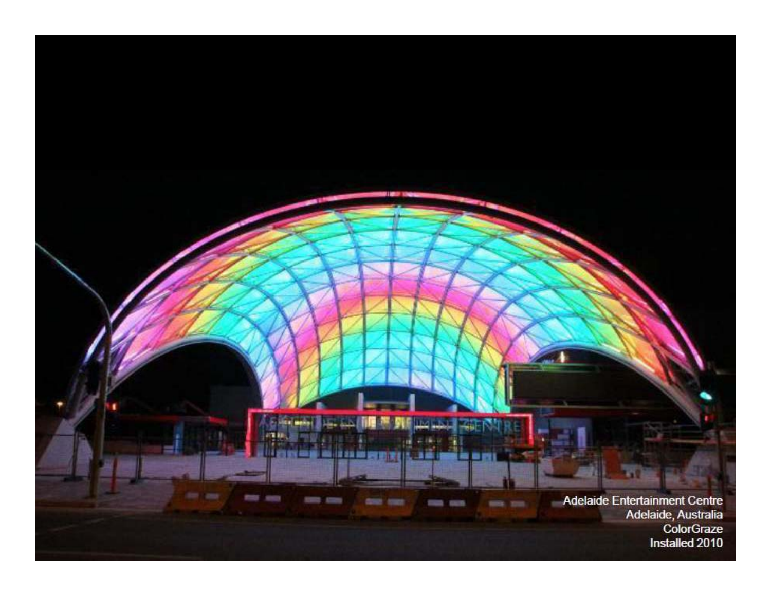Adelaide Entertainment Centre
Adelaide, Australia
ColorGraze
Installed 2010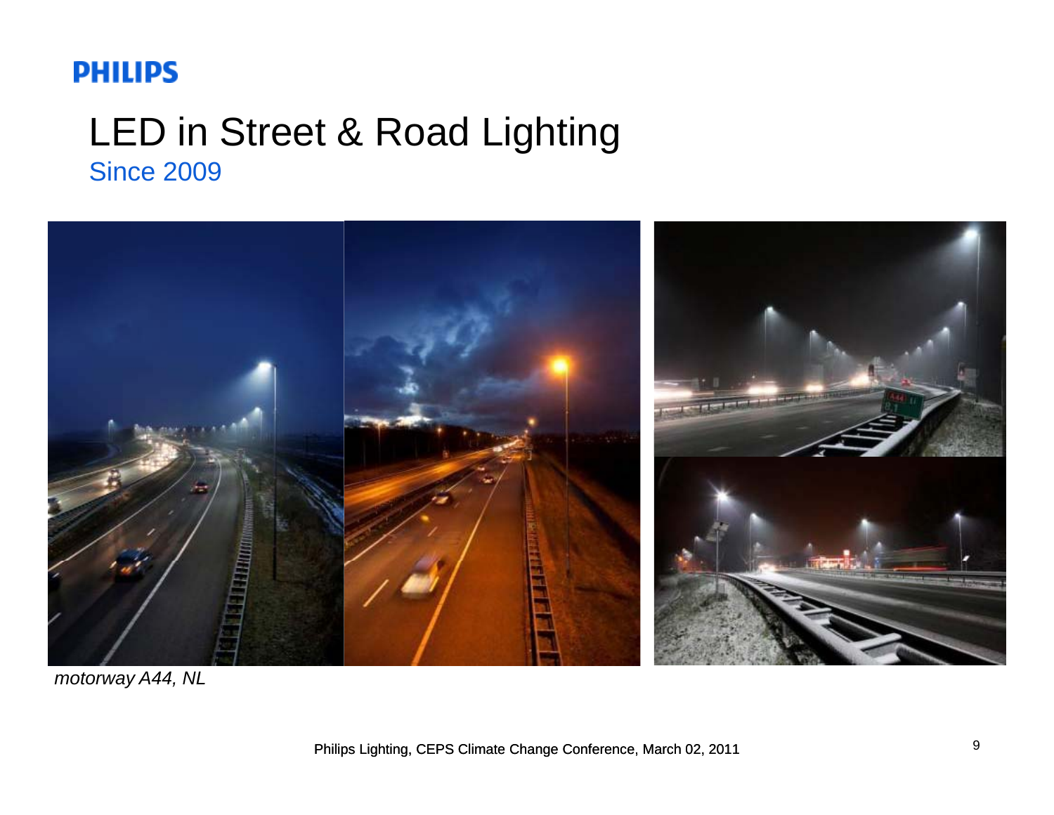PHILIPS

# LED in Street & Road Lighting

## Since 2009

*motorway A44, NL*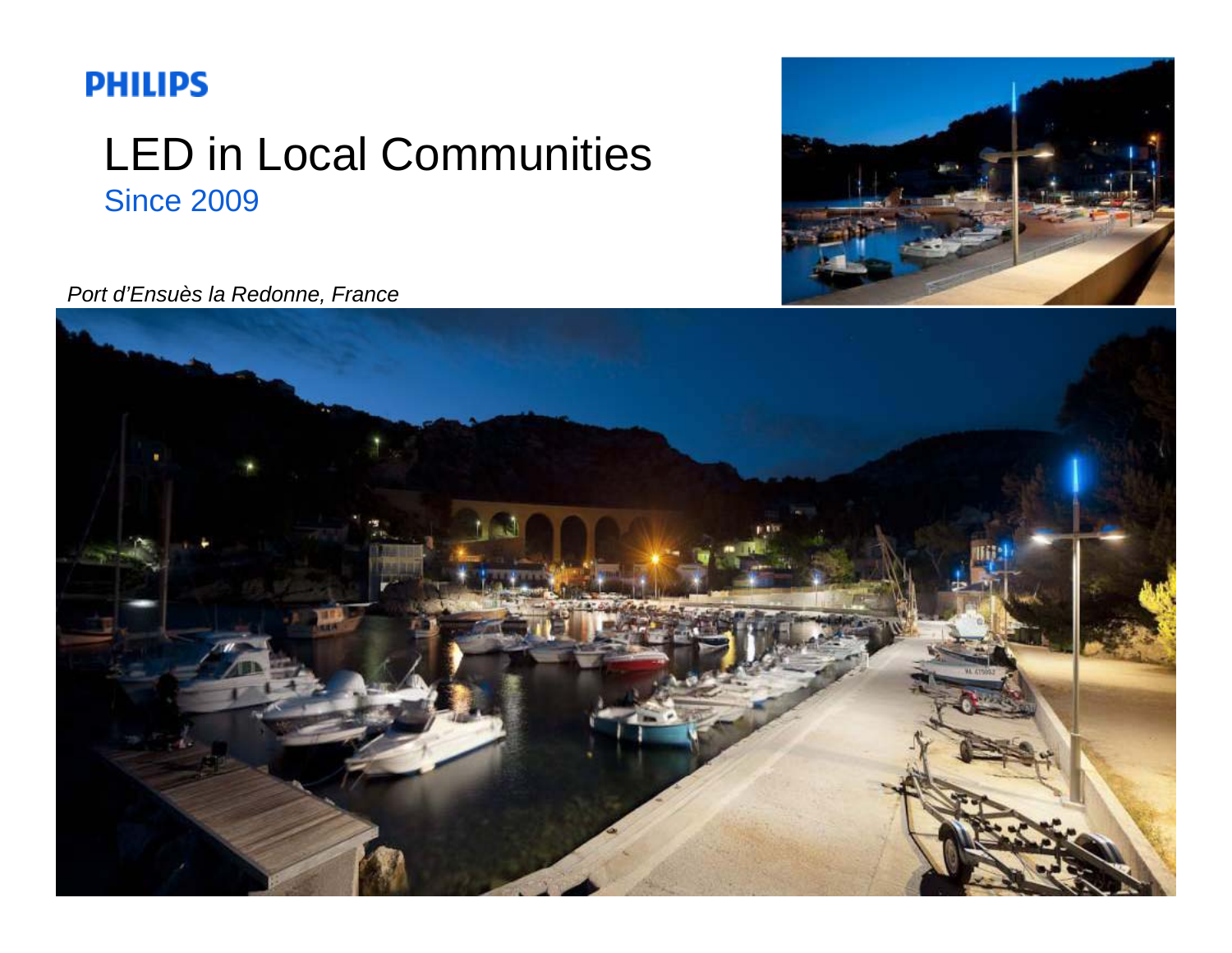PHILIPS

# LED in Local Communities

## Since 2009

*Port d'Ensuès la Redonne, France*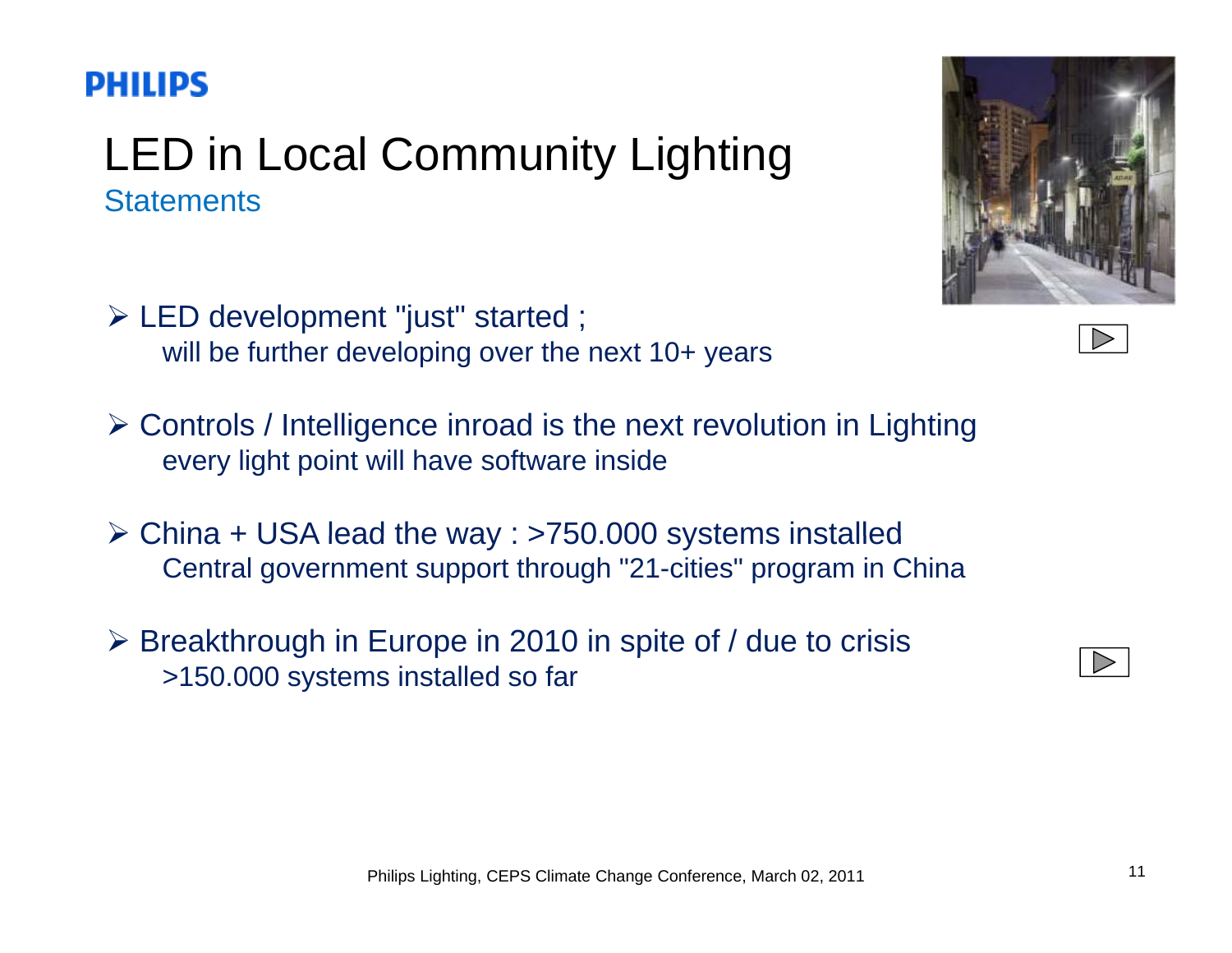PHILIPS

# LED in Local Community Lighting

## Statements

- LED development "just" started ;
  will be further developing over the next 10+ years

- Controls / Intelligence inroad is the next revolution in Lighting
  every light point will have software inside

- China + USA lead the way : >750.000 systems installed
  Central government support through "21-cities" program in China

- Breakthrough in Europe in 2010 in spite of / due to crisis
  >150.000 systems installed so far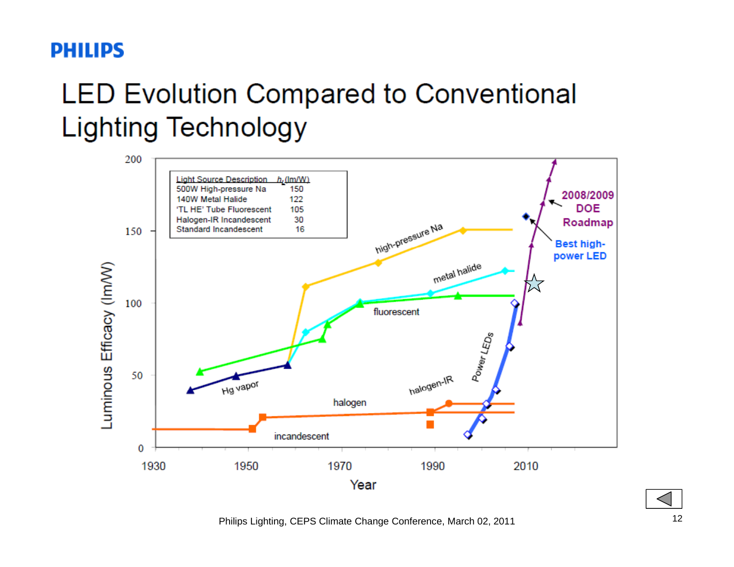# LED Evolution Compared to Conventional Lighting Technology

| Light Source Description | $\eta_L$ (lm/W) |
|---|---|
| 500W High-pressure Na | 150 |
| 140W Metal Halide | 122 |
| 'TL HE' Tube Fluorescent | 105 |
| Halogen-IR Incandescent | 30 |
| Standard Incandescent | 16 |

Philips Lighting, CEPS Climate Change Conference, March 02, 2011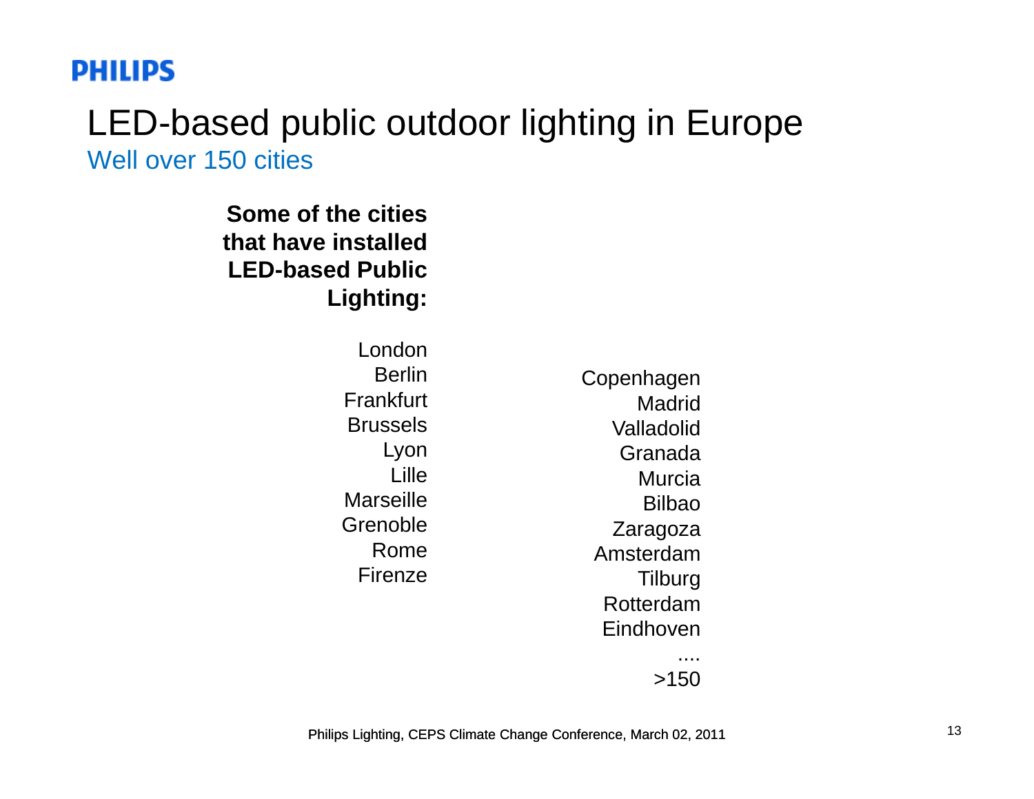# LED-based public outdoor lighting in Europe

## Well over 150 cities

**Some of the cities that have installed LED-based Public Lighting:**

London
Berlin
Frankfurt
Brussels
Lyon
Lille
Marseille
Grenoble
Rome
Firenze

Copenhagen
Madrid
Valladolid
Granada
Murcia
Bilbao
Zaragoza
Amsterdam
Tilburg
Rotterdam
Eindhoven
....
>150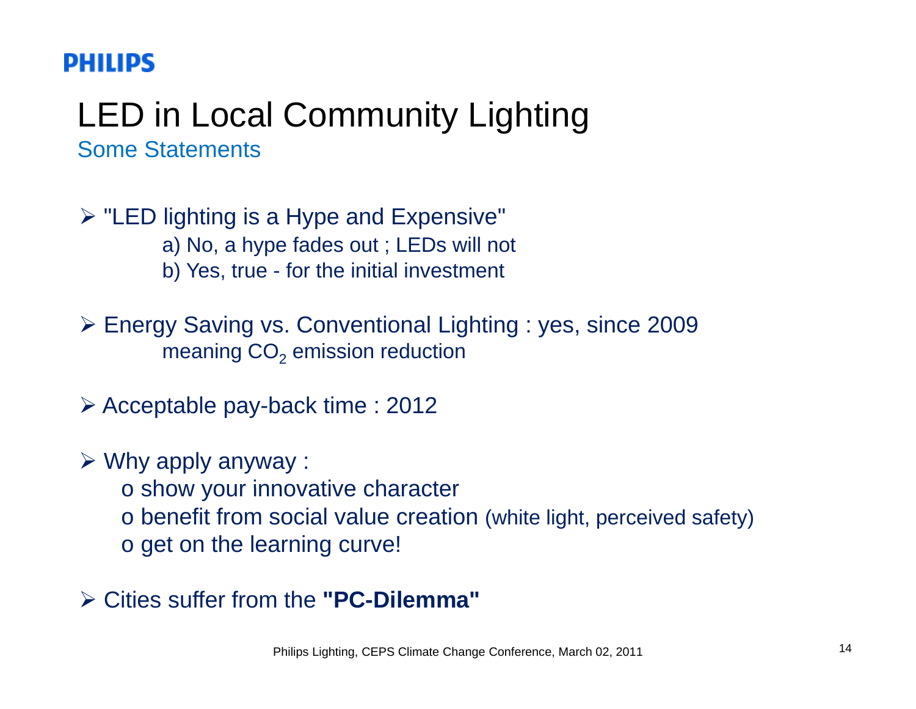PHILIPS

# LED in Local Community Lighting

## Some Statements

- "LED lighting is a Hype and Expensive"
  - a) No, a hype fades out ; LEDs will not
  - b) Yes, true - for the initial investment
- Energy Saving vs. Conventional Lighting : yes, since 2009
  - meaning $CO_2$ emission reduction
- Acceptable pay-back time : 2012
- Why apply anyway :
  - o show your innovative character
  - o benefit from social value creation (white light, perceived safety)
  - o get on the learning curve!
- Cities suffer from the **"PC-Dilemma"**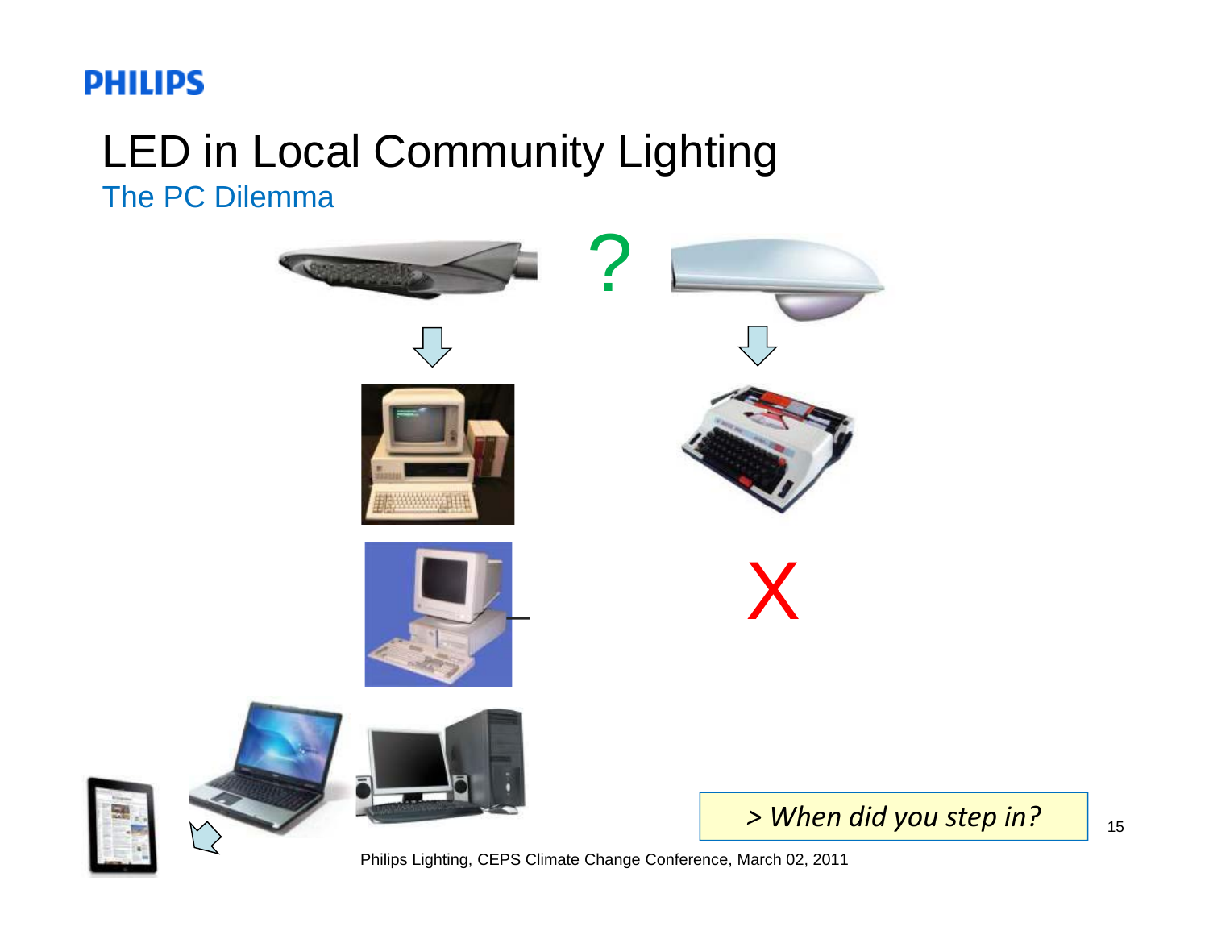# LED in Local Community Lighting

## The PC Dilemma

?

X

*> When did you step in?*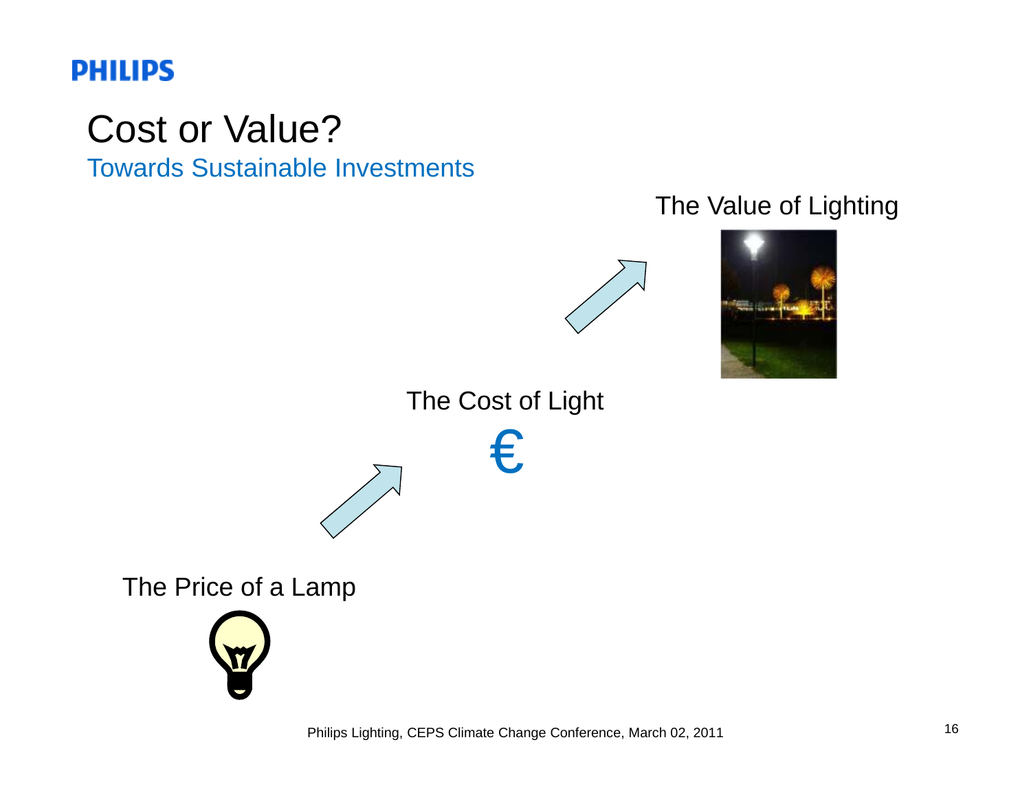# Cost or Value?

## Towards Sustainable Investments

The Value of Lighting

The Cost of Light

€

The Price of a Lamp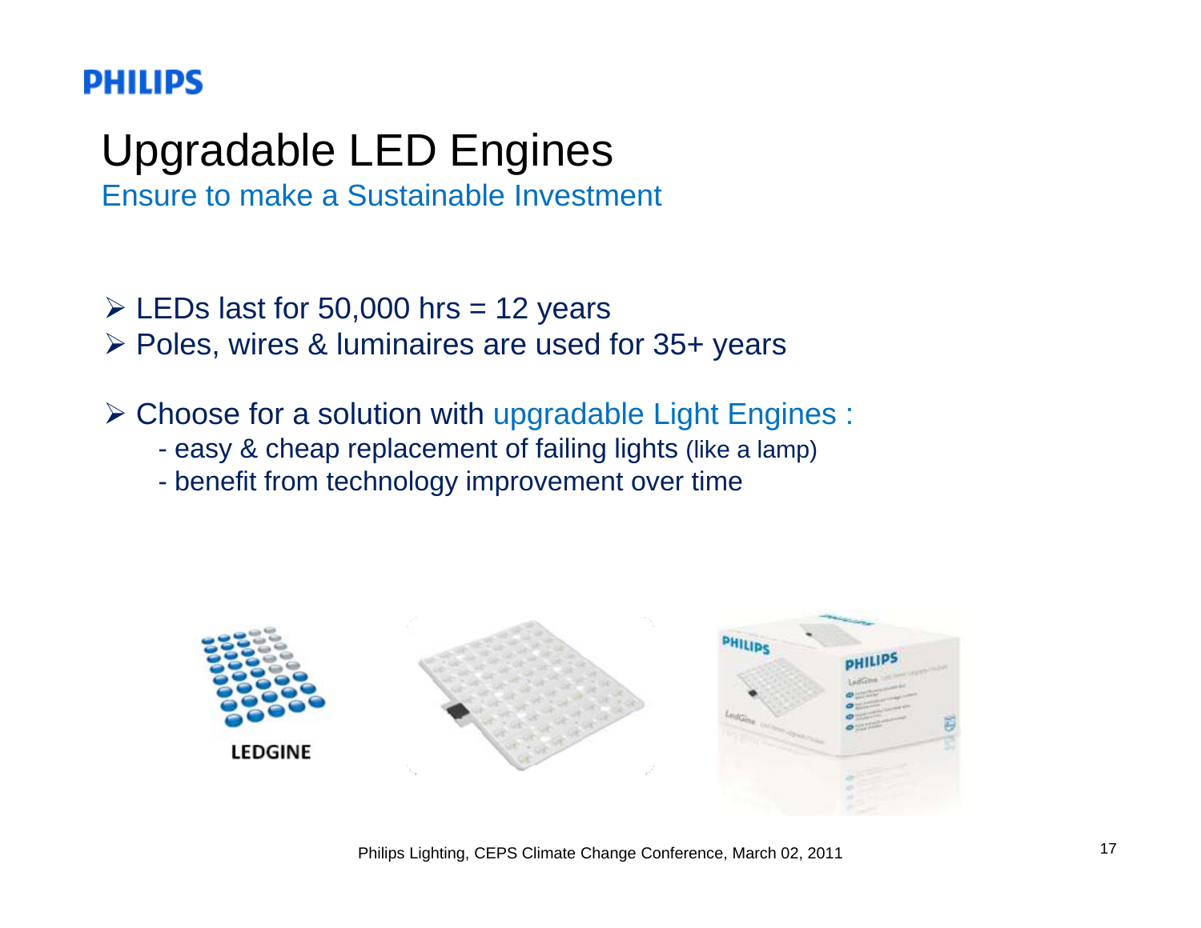# Upgradable LED Engines

## Ensure to make a Sustainable Investment

- LEDs last for 50,000 hrs = 12 years
- Poles, wires & luminaires are used for 35+ years

- Choose for a solution with upgradable Light Engines :
  - easy & cheap replacement of failing lights (like a lamp)
  - benefit from technology improvement over time

Philips Lighting, CEPS Climate Change Conference, March 02, 2011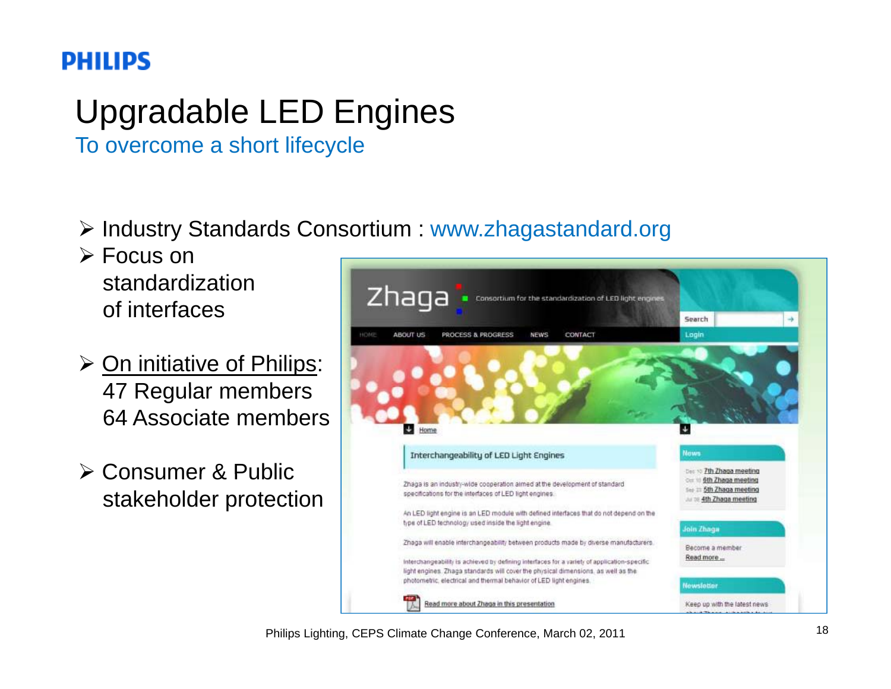PHILIPS

# Upgradable LED Engines

## To overcome a short lifecycle

- Industry Standards Consortium : www.zhagastandard.org
- Focus on standardization of interfaces
- On initiative of Philips: 47 Regular members 64 Associate members
- Consumer & Public stakeholder protection

Philips Lighting, CEPS Climate Change Conference, March 02, 2011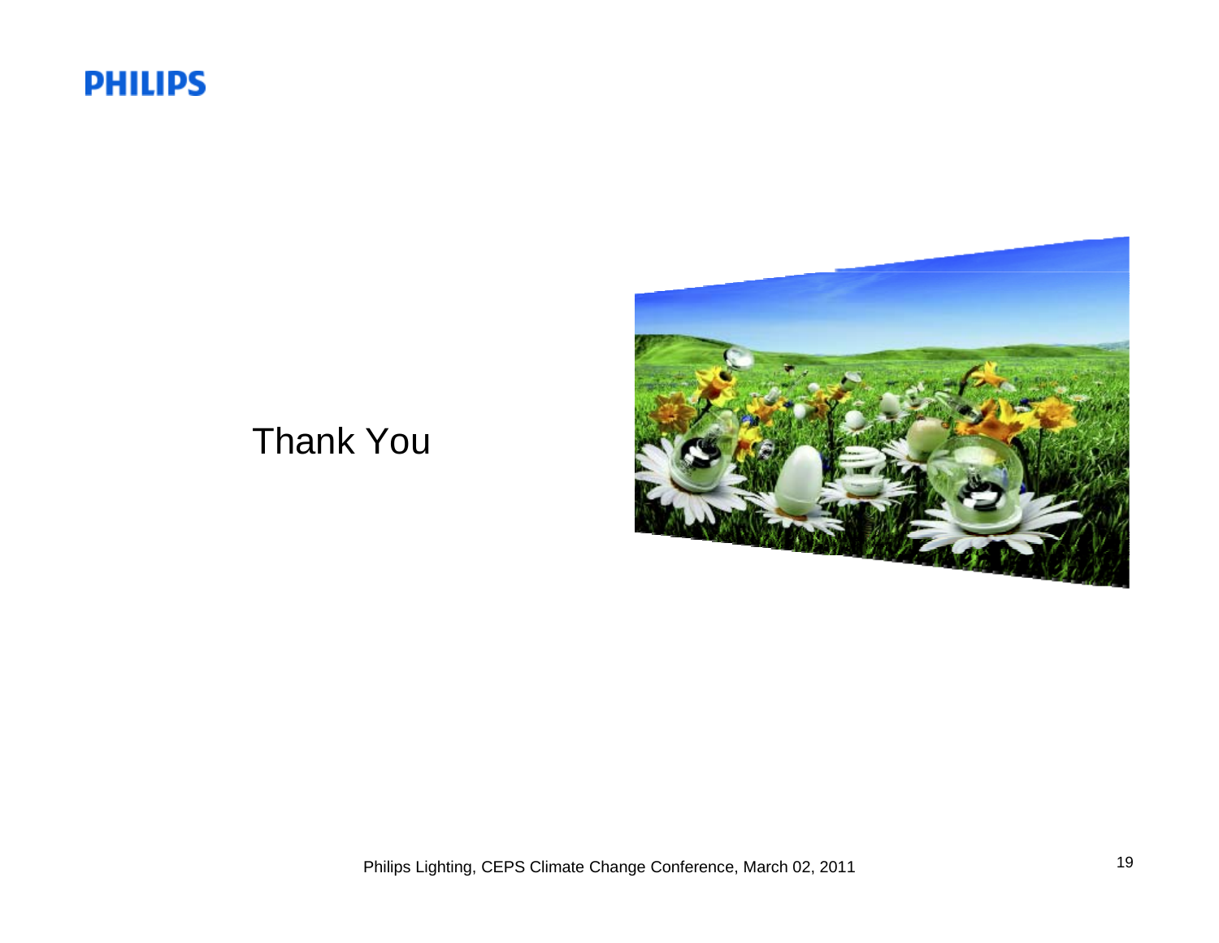PHILIPS

Thank You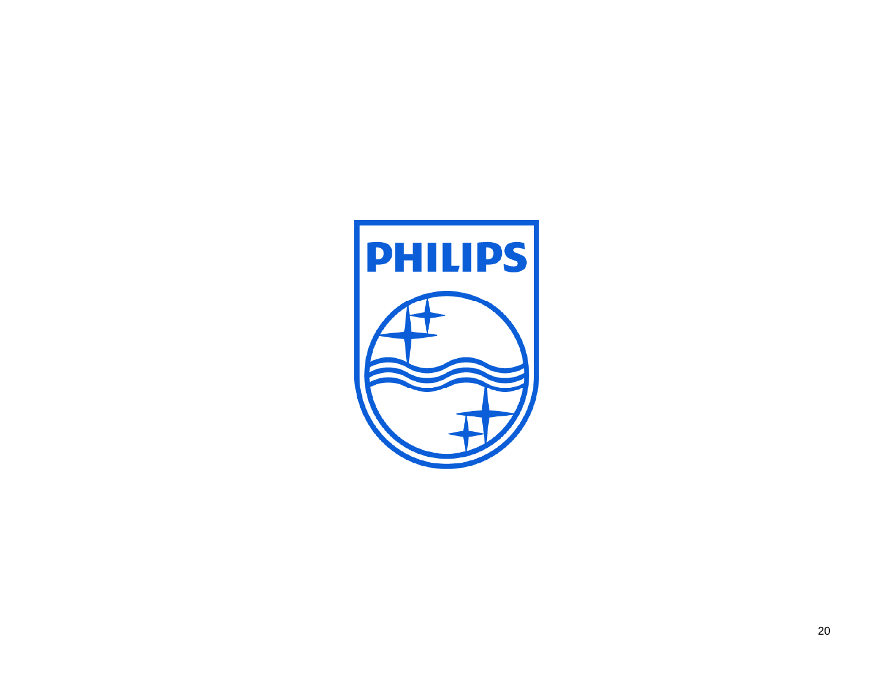PHILIPS